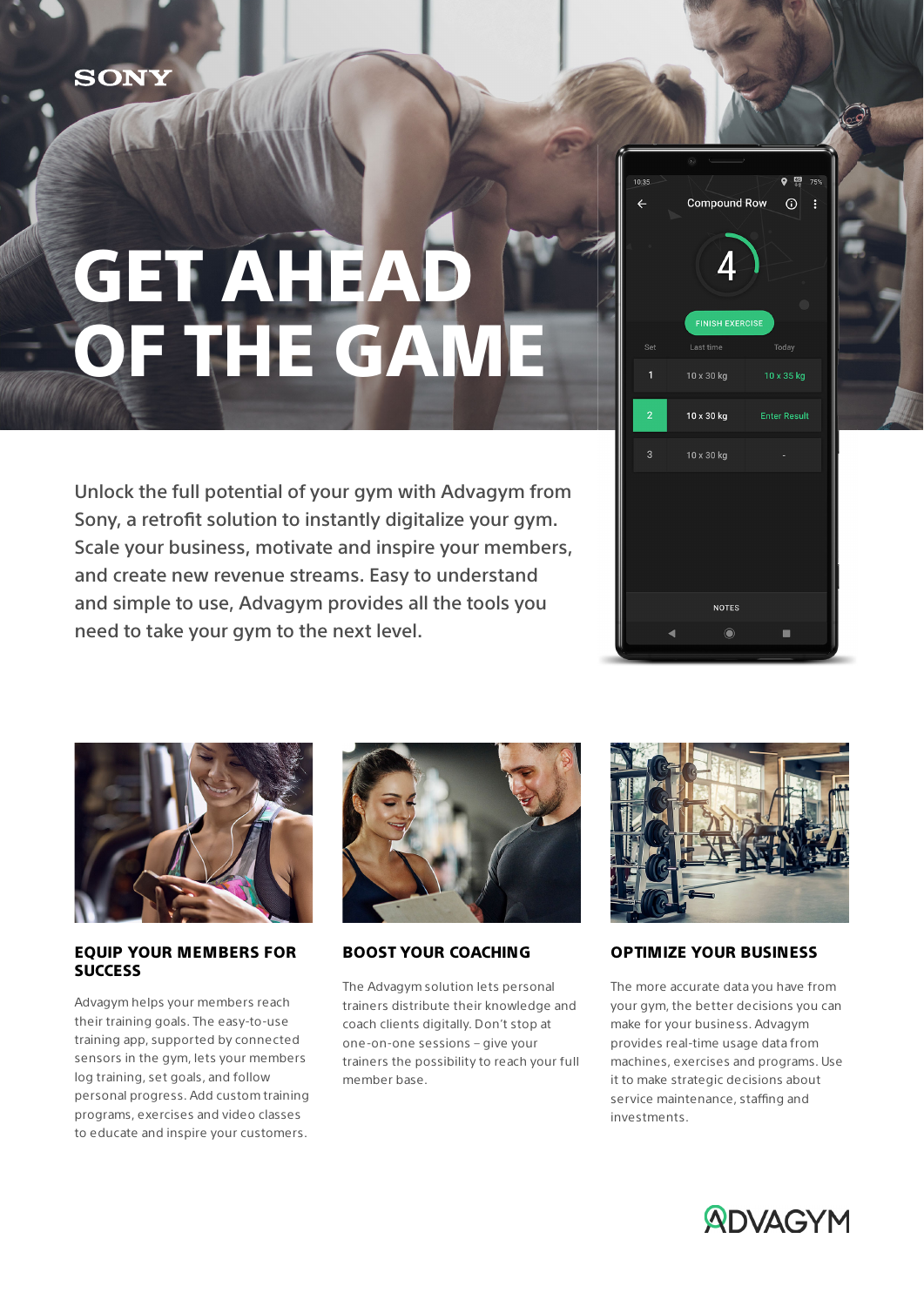SONY

# GET AHEAD OF THE GAME

Unlock the full potential of your gym with Advagym from Sony, a retrofit solution to instantly digitalize your gym. Scale your business, motivate and inspire your members, and create new revenue streams. Easy to understand and simple to use, Advagym provides all the tools you need to take your gym to the next level.

## EQUIP YOUR MEMBERS FOR SUCCESS

Advagym helps your members reach their training goals. The easy-to-use training app, supported by connected sensors in the gym, lets your members log training, set goals, and follow personal progress. Add custom training programs, exercises and video classes to educate and inspire your customers.

## BOOST YOUR COACHING

The Advagym solution lets personal trainers distribute their knowledge and coach clients digitally. Don't stop at one-on-one sessions – give your trainers the possibility to reach your full member base.

## OPTIMIZE YOUR BUSINESS

The more accurate data you have from your gym, the better decisions you can make for your business. Advagym provides real-time usage data from machines, exercises and programs. Use it to make strategic decisions about service maintenance, staffing and investments.

ADVAGYM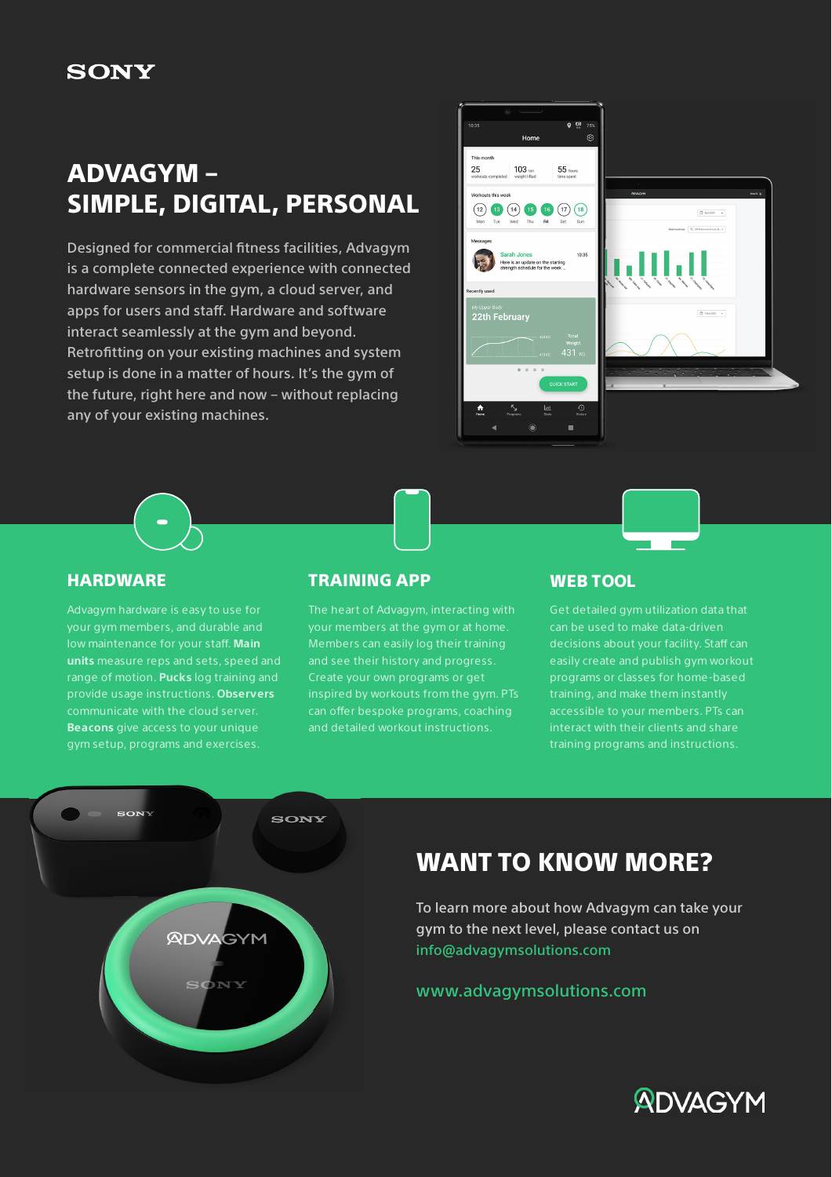SONY

# ADVAGYM – SIMPLE, DIGITAL, PERSONAL

Designed for commercial fitness facilities, Advagym is a complete connected experience with connected hardware sensors in the gym, a cloud server, and apps for users and staff. Hardware and software interact seamlessly at the gym and beyond. Retrofitting on your existing machines and system setup is done in a matter of hours. It's the gym of the future, right here and now – without replacing any of your existing machines.

## HARDWARE

Advagym hardware is easy to use for your gym members, and durable and low maintenance for your staff. **Main units** measure reps and sets, speed and range of motion. **Pucks** log training and provide usage instructions. **Observers** communicate with the cloud server. **Beacons** give access to your unique gym setup, programs and exercises.

## TRAINING APP

The heart of Advagym, interacting with your members at the gym or at home. Members can easily log their training and see their history and progress. Create your own programs or get inspired by workouts from the gym. PTs can offer bespoke programs, coaching and detailed workout instructions.

## WEB TOOL

Get detailed gym utilization data that can be used to make data-driven decisions about your facility. Staff can easily create and publish gym workout programs or classes for home-based training, and make them instantly accessible to your members. PTs can interact with their clients and share training programs and instructions.

## WANT TO KNOW MORE?

To learn more about how Advagym can take your gym to the next level, please contact us on info@advagymsolutions.com

www.advagymsolutions.com

ADVAGYM